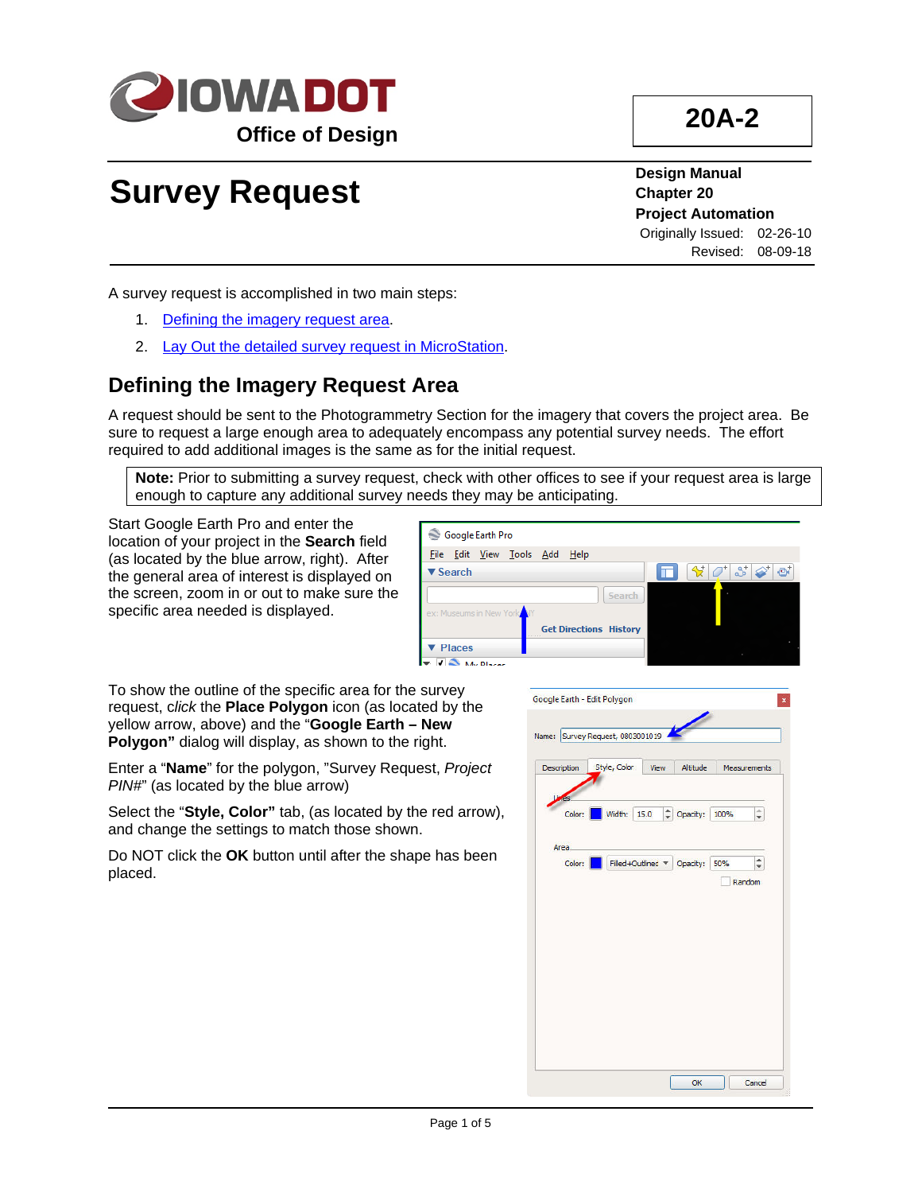**IOWA DOT**
Office of Design

**20A-2**

# Survey Request

**Design Manual**
**Chapter 20**
**Project Automation**
Originally Issued: 02-26-10
Revised: 08-09-18

A survey request is accomplished in two main steps:

1. Defining the imagery request area.
2. Lay Out the detailed survey request in MicroStation.

## Defining the Imagery Request Area

A request should be sent to the Photogrammetry Section for the imagery that covers the project area. Be sure to request a large enough area to adequately encompass any potential survey needs. The effort required to add additional images is the same as for the initial request.

> **Note:** Prior to submitting a survey request, check with other offices to see if your request area is large enough to capture any additional survey needs they may be anticipating.

Start Google Earth Pro and enter the location of your project in the **Search** field (as located by the blue arrow, right). After the general area of interest is displayed on the screen, zoom in or out to make sure the specific area needed is displayed.

To show the outline of the specific area for the survey request, *click* the **Place Polygon** icon (as located by the yellow arrow, above) and the "**Google Earth – New Polygon**" dialog will display, as shown to the right.

Enter a "**Name**" for the polygon, "Survey Request, *Project PIN#*" (as located by the blue arrow)

Select the "**Style, Color"** tab, (as located by the red arrow), and change the settings to match those shown.

Do NOT click the **OK** button until after the shape has been placed.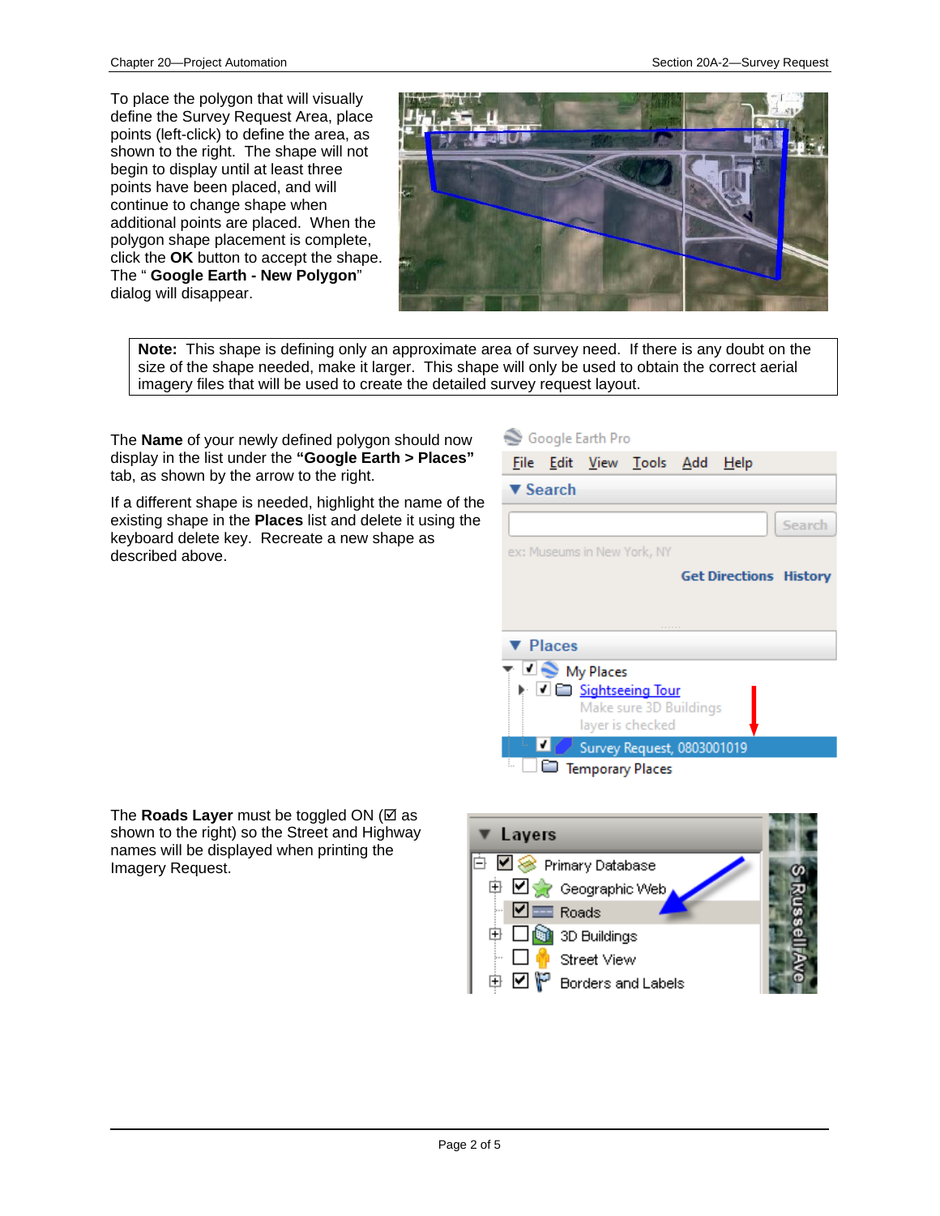To place the polygon that will visually define the Survey Request Area, place points (left-click) to define the area, as shown to the right. The shape will not begin to display until at least three points have been placed, and will continue to change shape when additional points are placed. When the polygon shape placement is complete, click the **OK** button to accept the shape. The " **Google Earth - New Polygon**" dialog will disappear.

> **Note:** This shape is defining only an approximate area of survey need. If there is any doubt on the size of the shape needed, make it larger. This shape will only be used to obtain the correct aerial imagery files that will be used to create the detailed survey request layout.

The **Name** of your newly defined polygon should now display in the list under the **"Google Earth > Places"** tab, as shown by the arrow to the right.

If a different shape is needed, highlight the name of the existing shape in the **Places** list and delete it using the keyboard delete key. Recreate a new shape as described above.

The **Roads Layer** must be toggled ON (☑ as shown to the right) so the Street and Highway names will be displayed when printing the Imagery Request.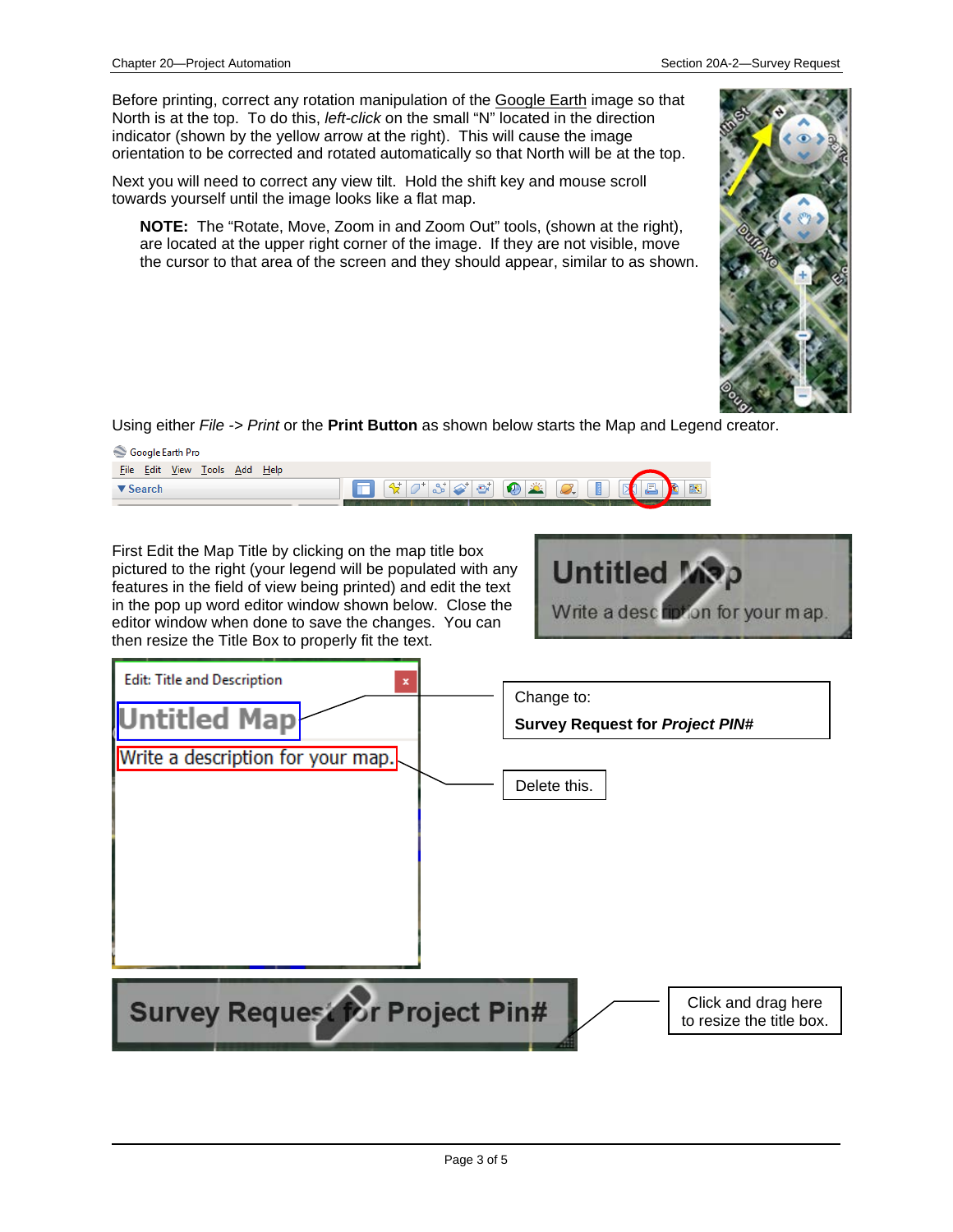Before printing, correct any rotation manipulation of the Google Earth image so that North is at the top. To do this, *left-click* on the small "N" located in the direction indicator (shown by the yellow arrow at the right). This will cause the image orientation to be corrected and rotated automatically so that North will be at the top.

Next you will need to correct any view tilt. Hold the shift key and mouse scroll towards yourself until the image looks like a flat map.

> **NOTE:** The "Rotate, Move, Zoom in and Zoom Out" tools, (shown at the right), are located at the upper right corner of the image. If they are not visible, move the cursor to that area of the screen and they should appear, similar to as shown.

Using either *File -> Print* or the **Print Button** as shown below starts the Map and Legend creator.

First Edit the Map Title by clicking on the map title box pictured to the right (your legend will be populated with any features in the field of view being printed) and edit the text in the pop up word editor window shown below. Close the editor window when done to save the changes. You can then resize the Title Box to properly fit the text.

Change to:

**Survey Request for *Project PIN#***

Delete this.

Click and drag here to resize the title box.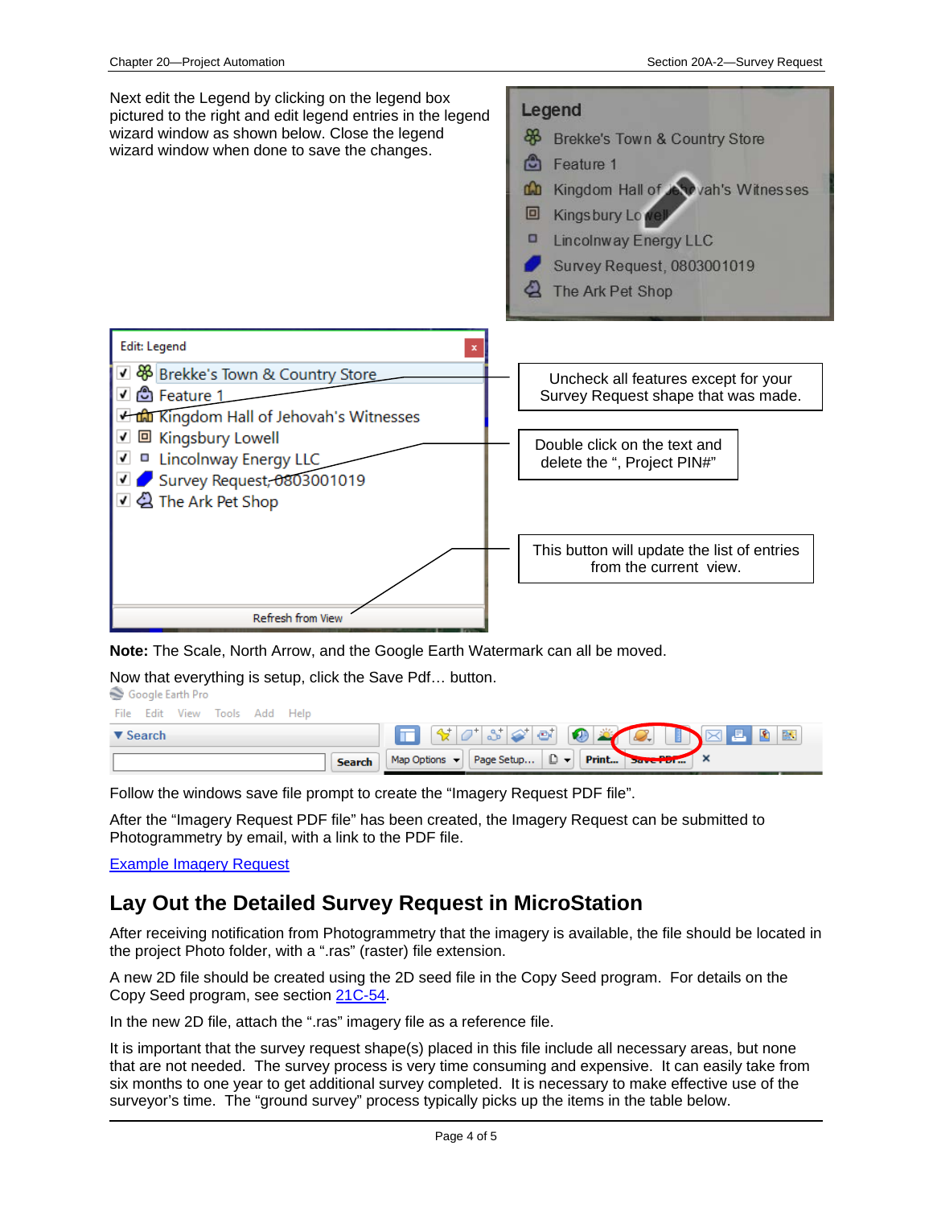Next edit the Legend by clicking on the legend box pictured to the right and edit legend entries in the legend wizard window as shown below. Close the legend wizard window when done to save the changes.

Uncheck all features except for your Survey Request shape that was made.

Double click on the text and delete the ", Project PIN#"

This button will update the list of entries from the current view.

**Note:** The Scale, North Arrow, and the Google Earth Watermark can all be moved.

Now that everything is setup, click the Save Pdf… button.

Follow the windows save file prompt to create the "Imagery Request PDF file".

After the "Imagery Request PDF file" has been created, the Imagery Request can be submitted to Photogrammetry by email, with a link to the PDF file.

Example Imagery Request

## Lay Out the Detailed Survey Request in MicroStation

After receiving notification from Photogrammetry that the imagery is available, the file should be located in the project Photo folder, with a ".ras" (raster) file extension.

A new 2D file should be created using the 2D seed file in the Copy Seed program. For details on the Copy Seed program, see section 21C-54.

In the new 2D file, attach the ".ras" imagery file as a reference file.

It is important that the survey request shape(s) placed in this file include all necessary areas, but none that are not needed. The survey process is very time consuming and expensive. It can easily take from six months to one year to get additional survey completed. It is necessary to make effective use of the surveyor's time. The "ground survey" process typically picks up the items in the table below.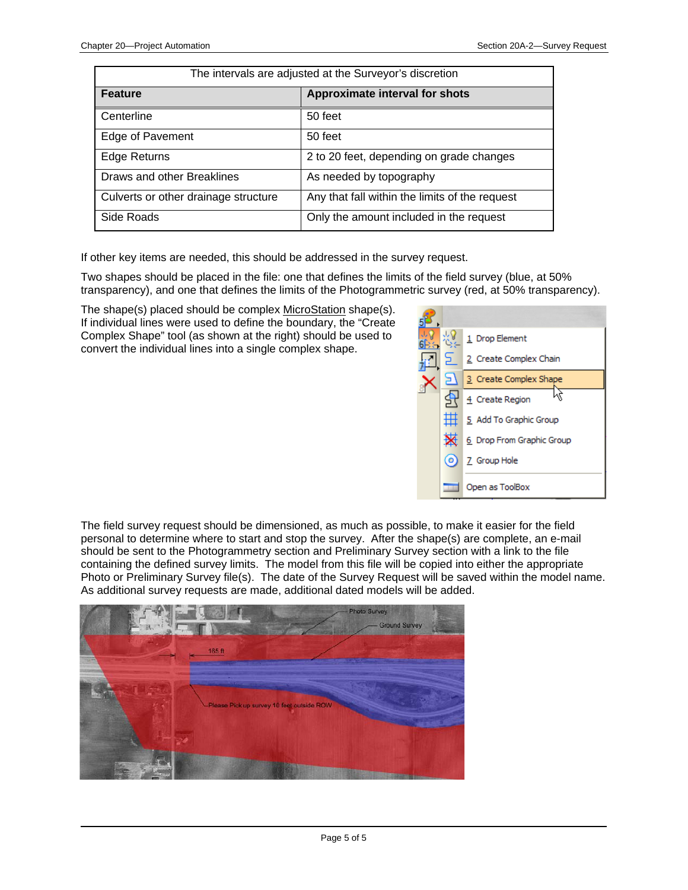| The intervals are adjusted at the Surveyor's discretion | |
|---|---|
| **Feature** | **Approximate interval for shots** |
| Centerline | 50 feet |
| Edge of Pavement | 50 feet |
| Edge Returns | 2 to 20 feet, depending on grade changes |
| Draws and other Breaklines | As needed by topography |
| Culverts or other drainage structure | Any that fall within the limits of the request |
| Side Roads | Only the amount included in the request |

If other key items are needed, this should be addressed in the survey request.

Two shapes should be placed in the file: one that defines the limits of the field survey (blue, at 50% transparency), and one that defines the limits of the Photogrammetric survey (red, at 50% transparency).

The shape(s) placed should be complex MicroStation shape(s). If individual lines were used to define the boundary, the "Create Complex Shape" tool (as shown at the right) should be used to convert the individual lines into a single complex shape.

The field survey request should be dimensioned, as much as possible, to make it easier for the field personal to determine where to start and stop the survey. After the shape(s) are complete, an e-mail should be sent to the Photogrammetry section and Preliminary Survey section with a link to the file containing the defined survey limits. The model from this file will be copied into either the appropriate Photo or Preliminary Survey file(s). The date of the Survey Request will be saved within the model name. As additional survey requests are made, additional dated models will be added.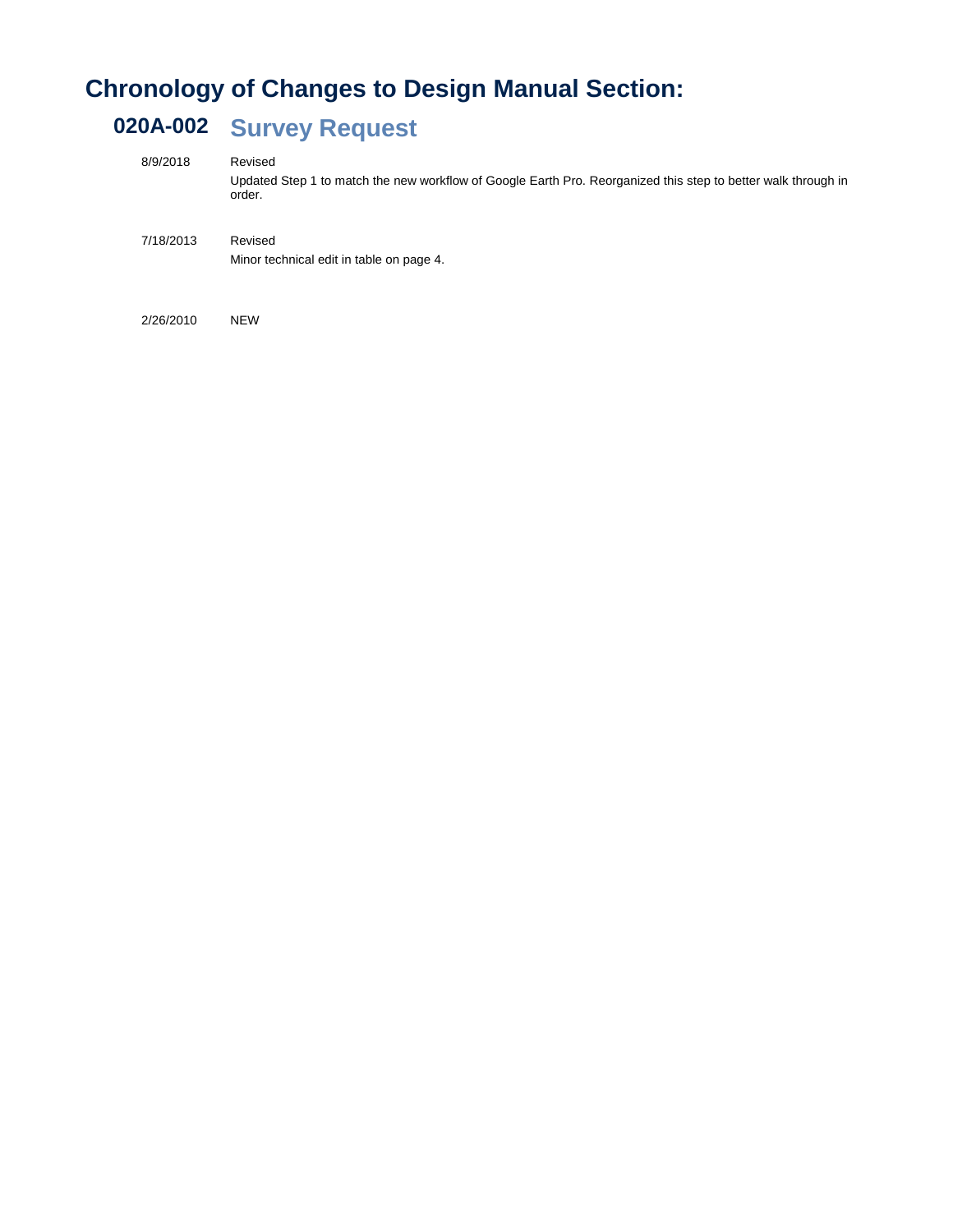# Chronology of Changes to Design Manual Section:

## 020A-002 Survey Request

8/9/2018 Revised

Updated Step 1 to match the new workflow of Google Earth Pro. Reorganized this step to better walk through in order.

7/18/2013 Revised

Minor technical edit in table on page 4.

2/26/2010 NEW